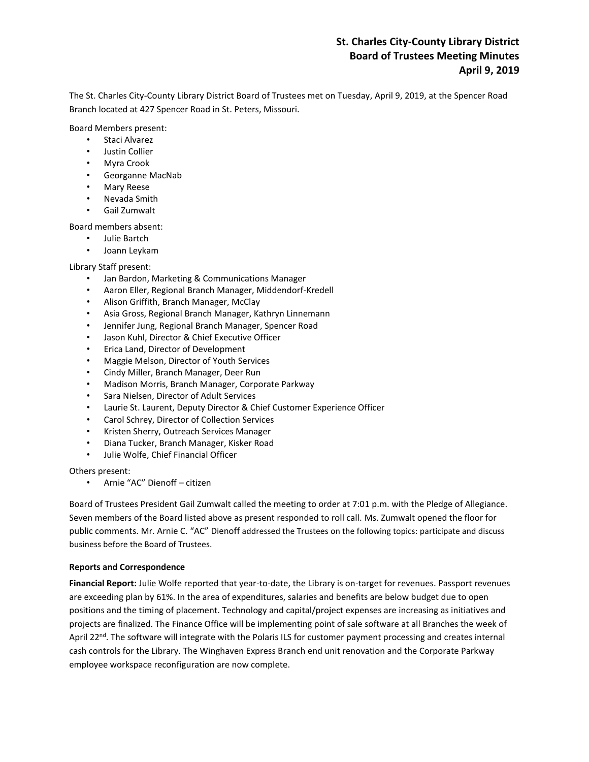# St. Charles City-County Library District
## Board of Trustees Meeting Minutes
## April 9, 2019

The St. Charles City-County Library District Board of Trustees met on Tuesday, April 9, 2019, at the Spencer Road Branch located at 427 Spencer Road in St. Peters, Missouri.

Board Members present:

- Staci Alvarez
- Justin Collier
- Myra Crook
- Georganne MacNab
- Mary Reese
- Nevada Smith
- Gail Zumwalt

Board members absent:

- Julie Bartch
- Joann Leykam

Library Staff present:

- Jan Bardon, Marketing & Communications Manager
- Aaron Eller, Regional Branch Manager, Middendorf-Kredell
- Alison Griffith, Branch Manager, McClay
- Asia Gross, Regional Branch Manager, Kathryn Linnemann
- Jennifer Jung, Regional Branch Manager, Spencer Road
- Jason Kuhl, Director & Chief Executive Officer
- Erica Land, Director of Development
- Maggie Melson, Director of Youth Services
- Cindy Miller, Branch Manager, Deer Run
- Madison Morris, Branch Manager, Corporate Parkway
- Sara Nielsen, Director of Adult Services
- Laurie St. Laurent, Deputy Director & Chief Customer Experience Officer
- Carol Schrey, Director of Collection Services
- Kristen Sherry, Outreach Services Manager
- Diana Tucker, Branch Manager, Kisker Road
- Julie Wolfe, Chief Financial Officer

Others present:

- Arnie "AC" Dienoff – citizen

Board of Trustees President Gail Zumwalt called the meeting to order at 7:01 p.m. with the Pledge of Allegiance. Seven members of the Board listed above as present responded to roll call. Ms. Zumwalt opened the floor for public comments. Mr. Arnie C. "AC" Dienoff addressed the Trustees on the following topics: participate and discuss business before the Board of Trustees.

**Reports and Correspondence**

**Financial Report:** Julie Wolfe reported that year-to-date, the Library is on-target for revenues. Passport revenues are exceeding plan by 61%. In the area of expenditures, salaries and benefits are below budget due to open positions and the timing of placement. Technology and capital/project expenses are increasing as initiatives and projects are finalized. The Finance Office will be implementing point of sale software at all Branches the week of April 22nd. The software will integrate with the Polaris ILS for customer payment processing and creates internal cash controls for the Library. The Winghaven Express Branch end unit renovation and the Corporate Parkway employee workspace reconfiguration are now complete.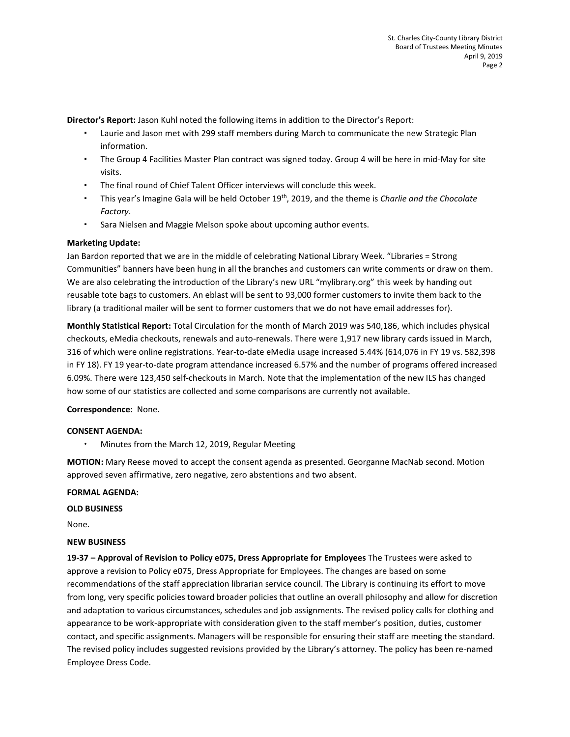**Director's Report:** Jason Kuhl noted the following items in addition to the Director's Report:

- Laurie and Jason met with 299 staff members during March to communicate the new Strategic Plan information.
- The Group 4 Facilities Master Plan contract was signed today. Group 4 will be here in mid-May for site visits.
- The final round of Chief Talent Officer interviews will conclude this week.
- This year's Imagine Gala will be held October 19th, 2019, and the theme is *Charlie and the Chocolate Factory*.
- Sara Nielsen and Maggie Melson spoke about upcoming author events.

**Marketing Update:**

Jan Bardon reported that we are in the middle of celebrating National Library Week. "Libraries = Strong Communities" banners have been hung in all the branches and customers can write comments or draw on them. We are also celebrating the introduction of the Library's new URL "mylibrary.org" this week by handing out reusable tote bags to customers. An eblast will be sent to 93,000 former customers to invite them back to the library (a traditional mailer will be sent to former customers that we do not have email addresses for).

**Monthly Statistical Report:** Total Circulation for the month of March 2019 was 540,186, which includes physical checkouts, eMedia checkouts, renewals and auto-renewals. There were 1,917 new library cards issued in March, 316 of which were online registrations. Year-to-date eMedia usage increased 5.44% (614,076 in FY 19 vs. 582,398 in FY 18). FY 19 year-to-date program attendance increased 6.57% and the number of programs offered increased 6.09%. There were 123,450 self-checkouts in March. Note that the implementation of the new ILS has changed how some of our statistics are collected and some comparisons are currently not available.

**Correspondence:** None.

**CONSENT AGENDA:**

- Minutes from the March 12, 2019, Regular Meeting

**MOTION:** Mary Reese moved to accept the consent agenda as presented. Georganne MacNab second. Motion approved seven affirmative, zero negative, zero abstentions and two absent.

**FORMAL AGENDA:**

**OLD BUSINESS**

None.

**NEW BUSINESS**

**19-37 – Approval of Revision to Policy e075, Dress Appropriate for Employees** The Trustees were asked to approve a revision to Policy e075, Dress Appropriate for Employees. The changes are based on some recommendations of the staff appreciation librarian service council. The Library is continuing its effort to move from long, very specific policies toward broader policies that outline an overall philosophy and allow for discretion and adaptation to various circumstances, schedules and job assignments. The revised policy calls for clothing and appearance to be work-appropriate with consideration given to the staff member's position, duties, customer contact, and specific assignments. Managers will be responsible for ensuring their staff are meeting the standard. The revised policy includes suggested revisions provided by the Library's attorney. The policy has been re-named Employee Dress Code.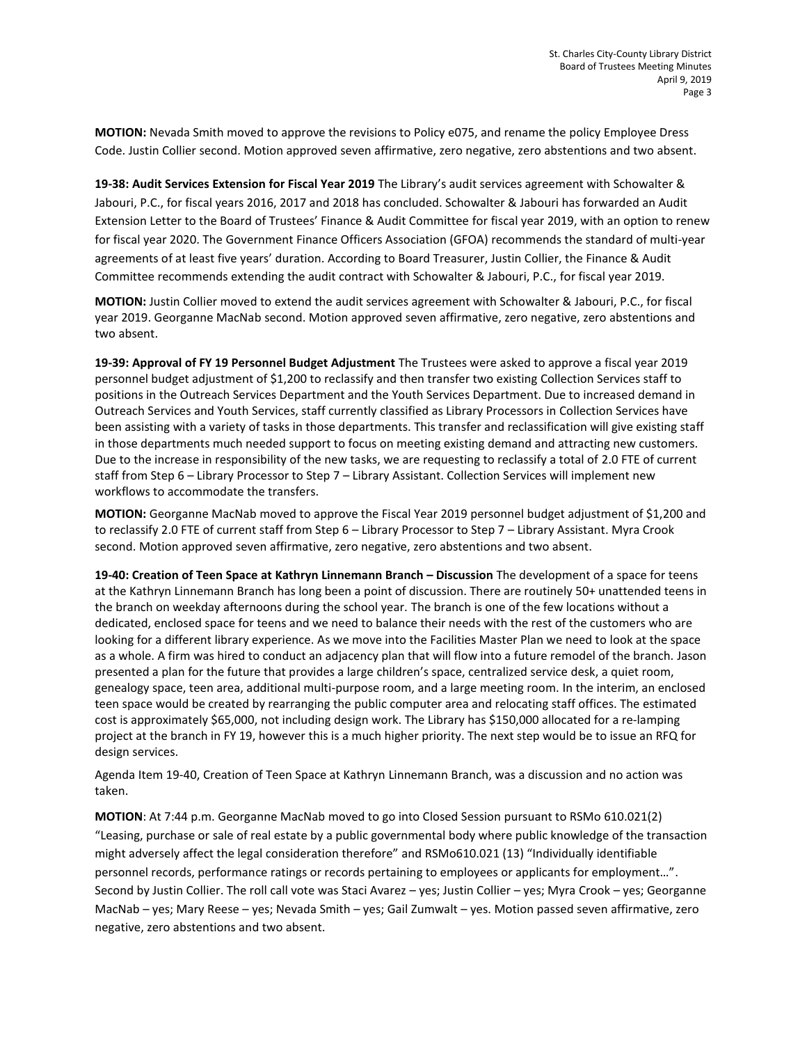**MOTION:** Nevada Smith moved to approve the revisions to Policy e075, and rename the policy Employee Dress Code. Justin Collier second. Motion approved seven affirmative, zero negative, zero abstentions and two absent.

**19-38: Audit Services Extension for Fiscal Year 2019** The Library's audit services agreement with Schowalter & Jabouri, P.C., for fiscal years 2016, 2017 and 2018 has concluded. Schowalter & Jabouri has forwarded an Audit Extension Letter to the Board of Trustees' Finance & Audit Committee for fiscal year 2019, with an option to renew for fiscal year 2020. The Government Finance Officers Association (GFOA) recommends the standard of multi-year agreements of at least five years' duration. According to Board Treasurer, Justin Collier, the Finance & Audit Committee recommends extending the audit contract with Schowalter & Jabouri, P.C., for fiscal year 2019.

**MOTION:** Justin Collier moved to extend the audit services agreement with Schowalter & Jabouri, P.C., for fiscal year 2019. Georganne MacNab second. Motion approved seven affirmative, zero negative, zero abstentions and two absent.

**19-39: Approval of FY 19 Personnel Budget Adjustment** The Trustees were asked to approve a fiscal year 2019 personnel budget adjustment of $1,200 to reclassify and then transfer two existing Collection Services staff to positions in the Outreach Services Department and the Youth Services Department. Due to increased demand in Outreach Services and Youth Services, staff currently classified as Library Processors in Collection Services have been assisting with a variety of tasks in those departments. This transfer and reclassification will give existing staff in those departments much needed support to focus on meeting existing demand and attracting new customers. Due to the increase in responsibility of the new tasks, we are requesting to reclassify a total of 2.0 FTE of current staff from Step 6 – Library Processor to Step 7 – Library Assistant. Collection Services will implement new workflows to accommodate the transfers.

**MOTION:** Georganne MacNab moved to approve the Fiscal Year 2019 personnel budget adjustment of $1,200 and to reclassify 2.0 FTE of current staff from Step 6 – Library Processor to Step 7 – Library Assistant. Myra Crook second. Motion approved seven affirmative, zero negative, zero abstentions and two absent.

**19-40: Creation of Teen Space at Kathryn Linnemann Branch – Discussion** The development of a space for teens at the Kathryn Linnemann Branch has long been a point of discussion. There are routinely 50+ unattended teens in the branch on weekday afternoons during the school year. The branch is one of the few locations without a dedicated, enclosed space for teens and we need to balance their needs with the rest of the customers who are looking for a different library experience. As we move into the Facilities Master Plan we need to look at the space as a whole. A firm was hired to conduct an adjacency plan that will flow into a future remodel of the branch. Jason presented a plan for the future that provides a large children's space, centralized service desk, a quiet room, genealogy space, teen area, additional multi-purpose room, and a large meeting room. In the interim, an enclosed teen space would be created by rearranging the public computer area and relocating staff offices. The estimated cost is approximately $65,000, not including design work. The Library has $150,000 allocated for a re-lamping project at the branch in FY 19, however this is a much higher priority. The next step would be to issue an RFQ for design services.

Agenda Item 19-40, Creation of Teen Space at Kathryn Linnemann Branch, was a discussion and no action was taken.

**MOTION**: At 7:44 p.m. Georganne MacNab moved to go into Closed Session pursuant to RSMo 610.021(2) "Leasing, purchase or sale of real estate by a public governmental body where public knowledge of the transaction might adversely affect the legal consideration therefore" and RSMo610.021 (13) "Individually identifiable personnel records, performance ratings or records pertaining to employees or applicants for employment…". Second by Justin Collier. The roll call vote was Staci Avarez – yes; Justin Collier – yes; Myra Crook – yes; Georganne MacNab – yes; Mary Reese – yes; Nevada Smith – yes; Gail Zumwalt – yes. Motion passed seven affirmative, zero negative, zero abstentions and two absent.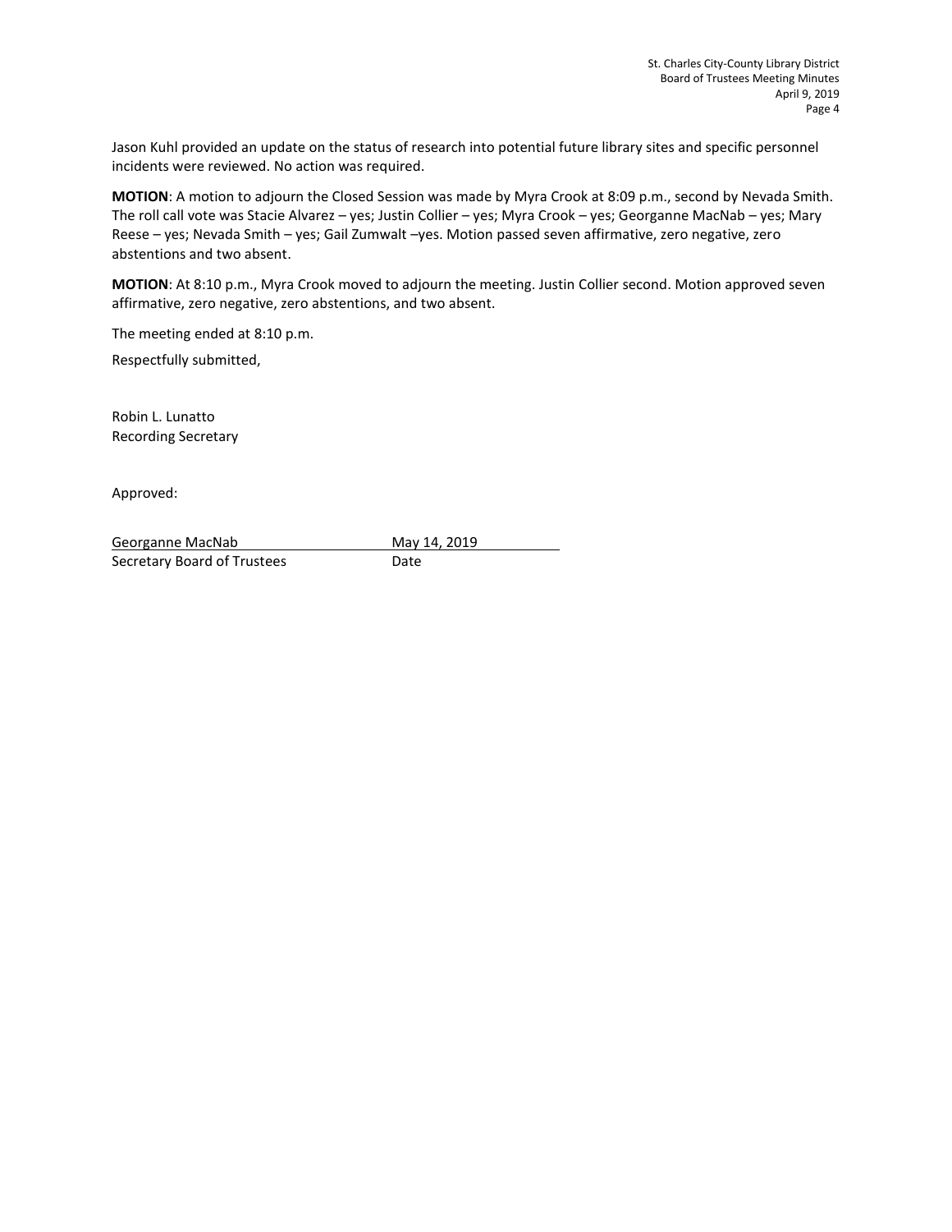Jason Kuhl provided an update on the status of research into potential future library sites and specific personnel incidents were reviewed. No action was required.

**MOTION**: A motion to adjourn the Closed Session was made by Myra Crook at 8:09 p.m., second by Nevada Smith. The roll call vote was Stacie Alvarez – yes; Justin Collier – yes; Myra Crook – yes; Georganne MacNab – yes; Mary Reese – yes; Nevada Smith – yes; Gail Zumwalt –yes. Motion passed seven affirmative, zero negative, zero abstentions and two absent.

**MOTION**: At 8:10 p.m., Myra Crook moved to adjourn the meeting. Justin Collier second. Motion approved seven affirmative, zero negative, zero abstentions, and two absent.

The meeting ended at 8:10 p.m.

Respectfully submitted,

Robin L. Lunatto
Recording Secretary

Approved:

Georganne MacNab — May 14, 2019

Secretary Board of Trustees — Date